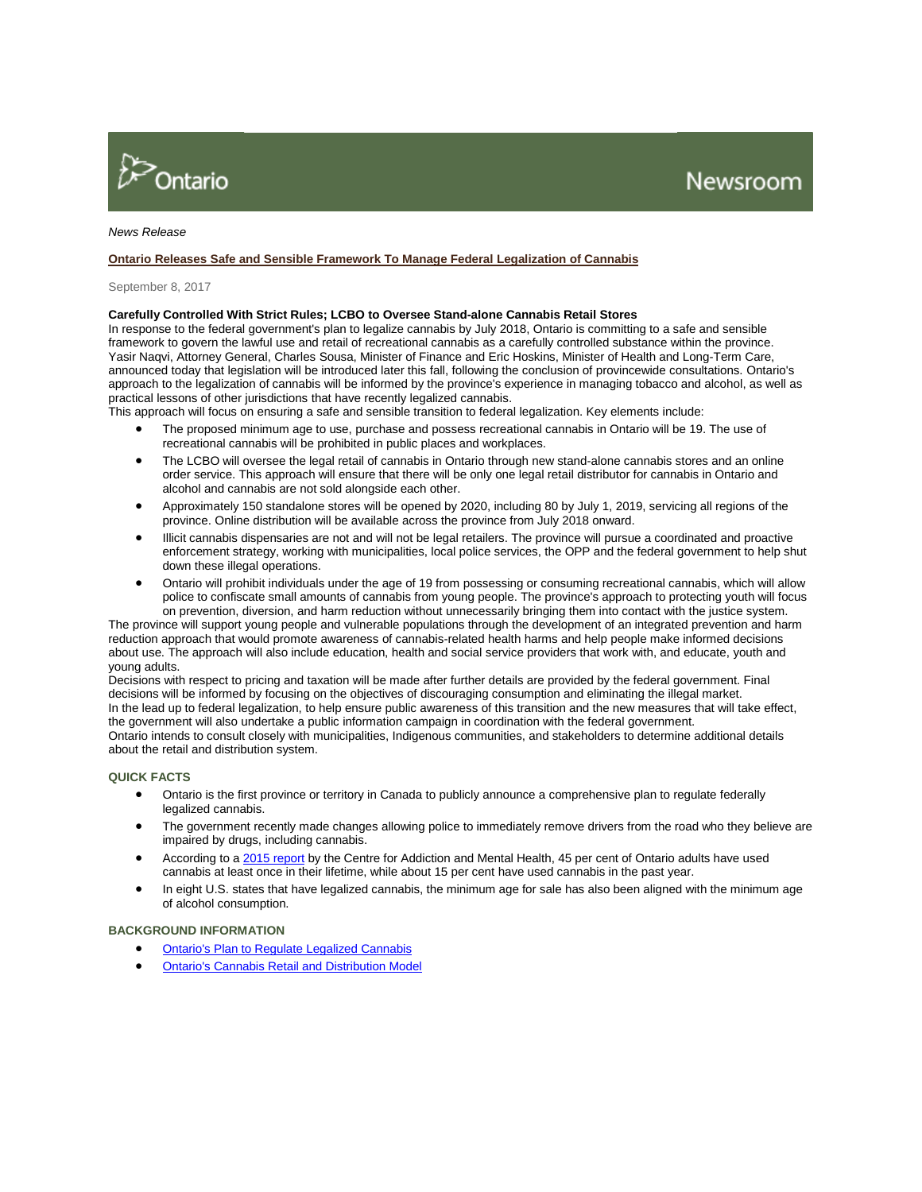Ontario Newsroom

*News Release*

## Ontario Releases Safe and Sensible Framework To Manage Federal Legalization of Cannabis

September 8, 2017

**Carefully Controlled With Strict Rules; LCBO to Oversee Stand-alone Cannabis Retail Stores**

In response to the federal government's plan to legalize cannabis by July 2018, Ontario is committing to a safe and sensible framework to govern the lawful use and retail of recreational cannabis as a carefully controlled substance within the province.

Yasir Naqvi, Attorney General, Charles Sousa, Minister of Finance and Eric Hoskins, Minister of Health and Long-Term Care, announced today that legislation will be introduced later this fall, following the conclusion of provincewide consultations. Ontario's approach to the legalization of cannabis will be informed by the province's experience in managing tobacco and alcohol, as well as practical lessons of other jurisdictions that have recently legalized cannabis.

This approach will focus on ensuring a safe and sensible transition to federal legalization. Key elements include:

- The proposed minimum age to use, purchase and possess recreational cannabis in Ontario will be 19. The use of recreational cannabis will be prohibited in public places and workplaces.
- The LCBO will oversee the legal retail of cannabis in Ontario through new stand-alone cannabis stores and an online order service. This approach will ensure that there will be only one legal retail distributor for cannabis in Ontario and alcohol and cannabis are not sold alongside each other.
- Approximately 150 standalone stores will be opened by 2020, including 80 by July 1, 2019, servicing all regions of the province. Online distribution will be available across the province from July 2018 onward.
- Illicit cannabis dispensaries are not and will not be legal retailers. The province will pursue a coordinated and proactive enforcement strategy, working with municipalities, local police services, the OPP and the federal government to help shut down these illegal operations.
- Ontario will prohibit individuals under the age of 19 from possessing or consuming recreational cannabis, which will allow police to confiscate small amounts of cannabis from young people. The province's approach to protecting youth will focus on prevention, diversion, and harm reduction without unnecessarily bringing them into contact with the justice system.

The province will support young people and vulnerable populations through the development of an integrated prevention and harm reduction approach that would promote awareness of cannabis-related health harms and help people make informed decisions about use. The approach will also include education, health and social service providers that work with, and educate, youth and young adults.

Decisions with respect to pricing and taxation will be made after further details are provided by the federal government. Final decisions will be informed by focusing on the objectives of discouraging consumption and eliminating the illegal market.

In the lead up to federal legalization, to help ensure public awareness of this transition and the new measures that will take effect, the government will also undertake a public information campaign in coordination with the federal government.

Ontario intends to consult closely with municipalities, Indigenous communities, and stakeholders to determine additional details about the retail and distribution system.

### QUICK FACTS

- Ontario is the first province or territory in Canada to publicly announce a comprehensive plan to regulate federally legalized cannabis.
- The government recently made changes allowing police to immediately remove drivers from the road who they believe are impaired by drugs, including cannabis.
- According to a 2015 report by the Centre for Addiction and Mental Health, 45 per cent of Ontario adults have used cannabis at least once in their lifetime, while about 15 per cent have used cannabis in the past year.
- In eight U.S. states that have legalized cannabis, the minimum age for sale has also been aligned with the minimum age of alcohol consumption.

### BACKGROUND INFORMATION

- Ontario's Plan to Regulate Legalized Cannabis
- Ontario's Cannabis Retail and Distribution Model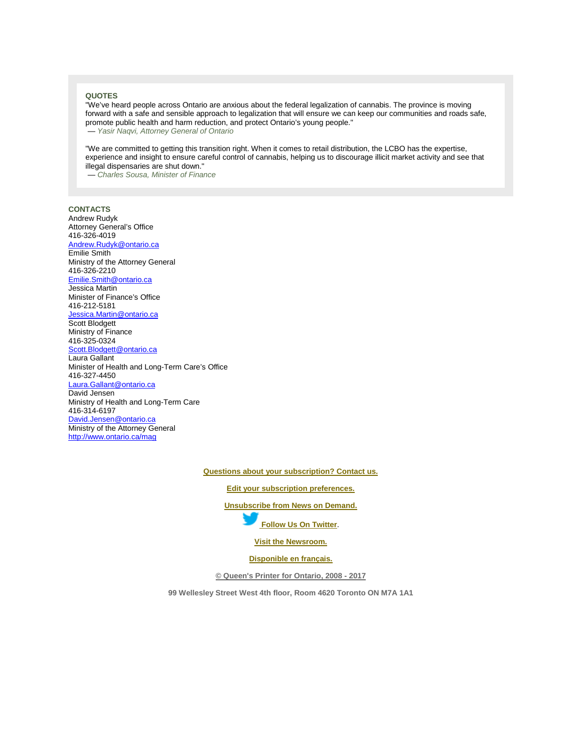## QUOTES

"We've heard people across Ontario are anxious about the federal legalization of cannabis. The province is moving forward with a safe and sensible approach to legalization that will ensure we can keep our communities and roads safe, promote public health and harm reduction, and protect Ontario's young people."
— *Yasir Naqvi, Attorney General of Ontario*

"We are committed to getting this transition right. When it comes to retail distribution, the LCBO has the expertise, experience and insight to ensure careful control of cannabis, helping us to discourage illicit market activity and see that illegal dispensaries are shut down."
— *Charles Sousa, Minister of Finance*

## CONTACTS

Andrew Rudyk
Attorney General's Office
416-326-4019
Andrew.Rudyk@ontario.ca

Emilie Smith
Ministry of the Attorney General
416-326-2210
Emilie.Smith@ontario.ca

Jessica Martin
Minister of Finance's Office
416-212-5181
Jessica.Martin@ontario.ca

Scott Blodgett
Ministry of Finance
416-325-0324
Scott.Blodgett@ontario.ca

Laura Gallant
Minister of Health and Long-Term Care's Office
416-327-4450
Laura.Gallant@ontario.ca

David Jensen
Ministry of Health and Long-Term Care
416-314-6197
David.Jensen@ontario.ca

Ministry of the Attorney General
http://www.ontario.ca/mag

**Questions about your subscription? Contact us.**

**Edit your subscription preferences.**

**Unsubscribe from News on Demand.**

**Follow Us On Twitter.**

**Visit the Newsroom.**

**Disponible en français.**

**© Queen's Printer for Ontario, 2008 - 2017**

**99 Wellesley Street West 4th floor, Room 4620 Toronto ON M7A 1A1**